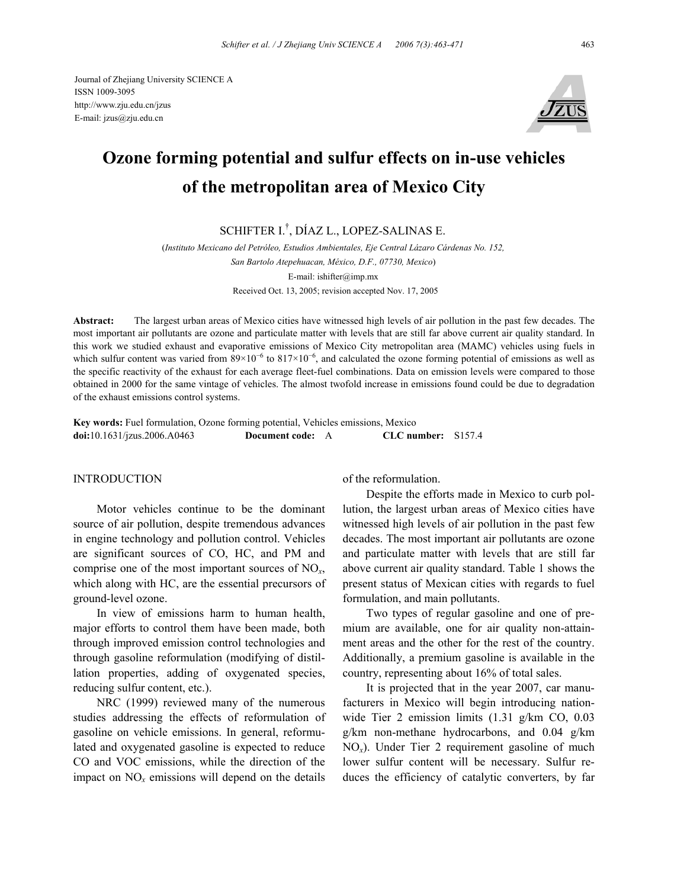Journal of Zhejiang University SCIENCE A
ISSN 1009-3095
http://www.zju.edu.cn/jzus
E-mail: jzus@zju.edu.cn

# Ozone forming potential and sulfur effects on in-use vehicles of the metropolitan area of Mexico City

SCHIFTER I.[†], DÍAZ L., LOPEZ-SALINAS E.

(*Instituto Mexicano del Petróleo, Estudios Ambientales, Eje Central Lázaro Cárdenas No. 152, San Bartolo Atepehuacan, México, D.F., 07730, Mexico*)

E-mail: ishifter@imp.mx

Received Oct. 13, 2005; revision accepted Nov. 17, 2005

**Abstract:** The largest urban areas of Mexico cities have witnessed high levels of air pollution in the past few decades. The most important air pollutants are ozone and particulate matter with levels that are still far above current air quality standard. In this work we studied exhaust and evaporative emissions of Mexico City metropolitan area (MAMC) vehicles using fuels in which sulfur content was varied from $89\times10^{-6}$ to $817\times10^{-6}$, and calculated the ozone forming potential of emissions as well as the specific reactivity of the exhaust for each average fleet-fuel combinations. Data on emission levels were compared to those obtained in 2000 for the same vintage of vehicles. The almost twofold increase in emissions found could be due to degradation of the exhaust emissions control systems.

**Key words:** Fuel formulation, Ozone forming potential, Vehicles emissions, Mexico
**doi:**10.1631/jzus.2006.A0463 **Document code:** A **CLC number:** S157.4

## INTRODUCTION

Motor vehicles continue to be the dominant source of air pollution, despite tremendous advances in engine technology and pollution control. Vehicles are significant sources of CO, HC, and PM and comprise one of the most important sources of $NO_x$, which along with HC, are the essential precursors of ground-level ozone.

In view of emissions harm to human health, major efforts to control them have been made, both through improved emission control technologies and through gasoline reformulation (modifying of distillation properties, adding of oxygenated species, reducing sulfur content, etc.).

NRC (1999) reviewed many of the numerous studies addressing the effects of reformulation of gasoline on vehicle emissions. In general, reformulated and oxygenated gasoline is expected to reduce CO and VOC emissions, while the direction of the impact on $NO_x$ emissions will depend on the details of the reformulation.

Despite the efforts made in Mexico to curb pollution, the largest urban areas of Mexico cities have witnessed high levels of air pollution in the past few decades. The most important air pollutants are ozone and particulate matter with levels that are still far above current air quality standard. Table 1 shows the present status of Mexican cities with regards to fuel formulation, and main pollutants.

Two types of regular gasoline and one of premium are available, one for air quality non-attainment areas and the other for the rest of the country. Additionally, a premium gasoline is available in the country, representing about 16% of total sales.

It is projected that in the year 2007, car manufacturers in Mexico will begin introducing nationwide Tier 2 emission limits (1.31 g/km CO, 0.03 g/km non-methane hydrocarbons, and 0.04 g/km $NO_x$). Under Tier 2 requirement gasoline of much lower sulfur content will be necessary. Sulfur reduces the efficiency of catalytic converters, by far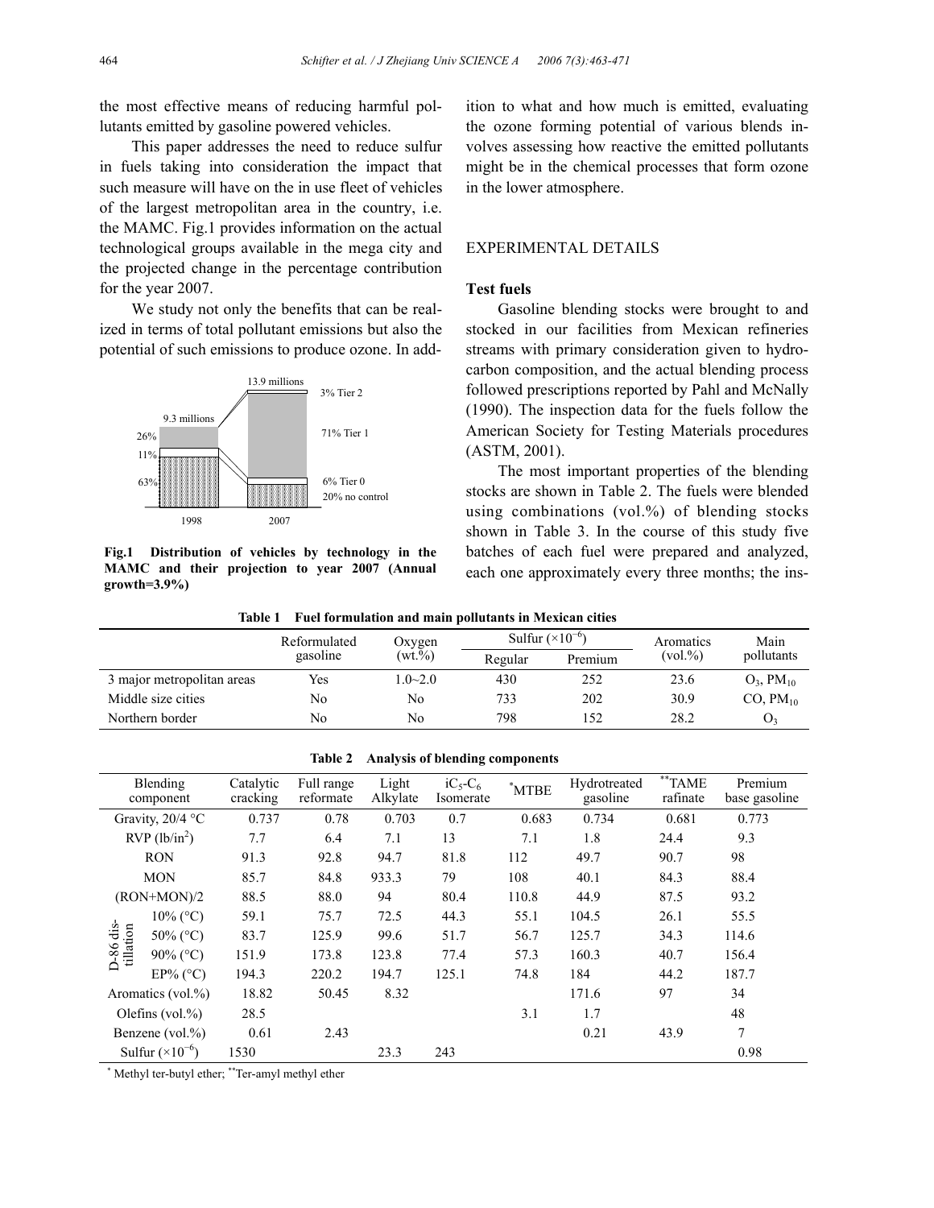the most effective means of reducing harmful pollutants emitted by gasoline powered vehicles.

This paper addresses the need to reduce sulfur in fuels taking into consideration the impact that such measure will have on the in use fleet of vehicles of the largest metropolitan area in the country, i.e. the MAMC. Fig.1 provides information on the actual technological groups available in the mega city and the projected change in the percentage contribution for the year 2007.

We study not only the benefits that can be realized in terms of total pollutant emissions but also the potential of such emissions to produce ozone. In addition to what and how much is emitted, evaluating the ozone forming potential of various blends involves assessing how reactive the emitted pollutants might be in the chemical processes that form ozone in the lower atmosphere.

**Fig.1 Distribution of vehicles by technology in the MAMC and their projection to year 2007 (Annual growth=3.9%)**

## EXPERIMENTAL DETAILS

### Test fuels

Gasoline blending stocks were brought to and stocked in our facilities from Mexican refineries streams with primary consideration given to hydrocarbon composition, and the actual blending process followed prescriptions reported by Pahl and McNally (1990). The inspection data for the fuels follow the American Society for Testing Materials procedures (ASTM, 2001).

The most important properties of the blending stocks are shown in Table 2. The fuels were blended using combinations (vol.%) of blending stocks shown in Table 3. In the course of this study five batches of each fuel were prepared and analyzed, each one approximately every three months; the ins-

**Table 1 Fuel formulation and main pollutants in Mexican cities**

| | Reformulated gasoline | Oxygen (wt.%) | Sulfur ($\times10^{-6}$) | | Aromatics (vol.%) | Main pollutants |
|---|---|---|---|---|---|---|
| | | | Regular | Premium | | |
| 3 major metropolitan areas | Yes | 1.0~2.0 | 430 | 252 | 23.6 | $O_3$, $PM_{10}$ |
| Middle size cities | No | No | 733 | 202 | 30.9 | CO, $PM_{10}$ |
| Northern border | No | No | 798 | 152 | 28.2 | $O_3$ |

**Table 2 Analysis of blending components**

| Blending component | | Catalytic cracking | Full range reformate | Light Alkylate | $iC_5$-$C_6$ Isomerate | *MTBE | Hydrotreated gasoline | **TAME rafinate | Premium base gasoline |
|---|---|---|---|---|---|---|---|---|---|
| Gravity, 20/4 °C | | 0.737 | 0.78 | 0.703 | 0.7 | 0.683 | 0.734 | 0.681 | 0.773 |
| RVP (lb/in$^2$) | | 7.7 | 6.4 | 7.1 | 13 | 7.1 | 1.8 | 24.4 | 9.3 |
| RON | | 91.3 | 92.8 | 94.7 | 81.8 | 112 | 49.7 | 90.7 | 98 |
| MON | | 85.7 | 84.8 | 933.3 | 79 | 108 | 40.1 | 84.3 | 88.4 |
| (RON+MON)/2 | | 88.5 | 88.0 | 94 | 80.4 | 110.8 | 44.9 | 87.5 | 93.2 |
| D-86 distillation | 10% (°C) | 59.1 | 75.7 | 72.5 | 44.3 | 55.1 | 104.5 | 26.1 | 55.5 |
| | 50% (°C) | 83.7 | 125.9 | 99.6 | 51.7 | 56.7 | 125.7 | 34.3 | 114.6 |
| | 90% (°C) | 151.9 | 173.8 | 123.8 | 77.4 | 57.3 | 160.3 | 40.7 | 156.4 |
| | EP% (°C) | 194.3 | 220.2 | 194.7 | 125.1 | 74.8 | 184 | 44.2 | 187.7 |
| Aromatics (vol.%) | | 18.82 | 50.45 | 8.32 | | | 171.6 | 97 | 34 |
| Olefins (vol.%) | | 28.5 | | | | 3.1 | 1.7 | | 48 |
| Benzene (vol.%) | | 0.61 | 2.43 | | | | 0.21 | 43.9 | 7 |
| Sulfur ($\times10^{-6}$) | | 1530 | | 23.3 | 243 | | | | 0.98 |

* Methyl ter-butyl ether; ** Ter-amyl methyl ether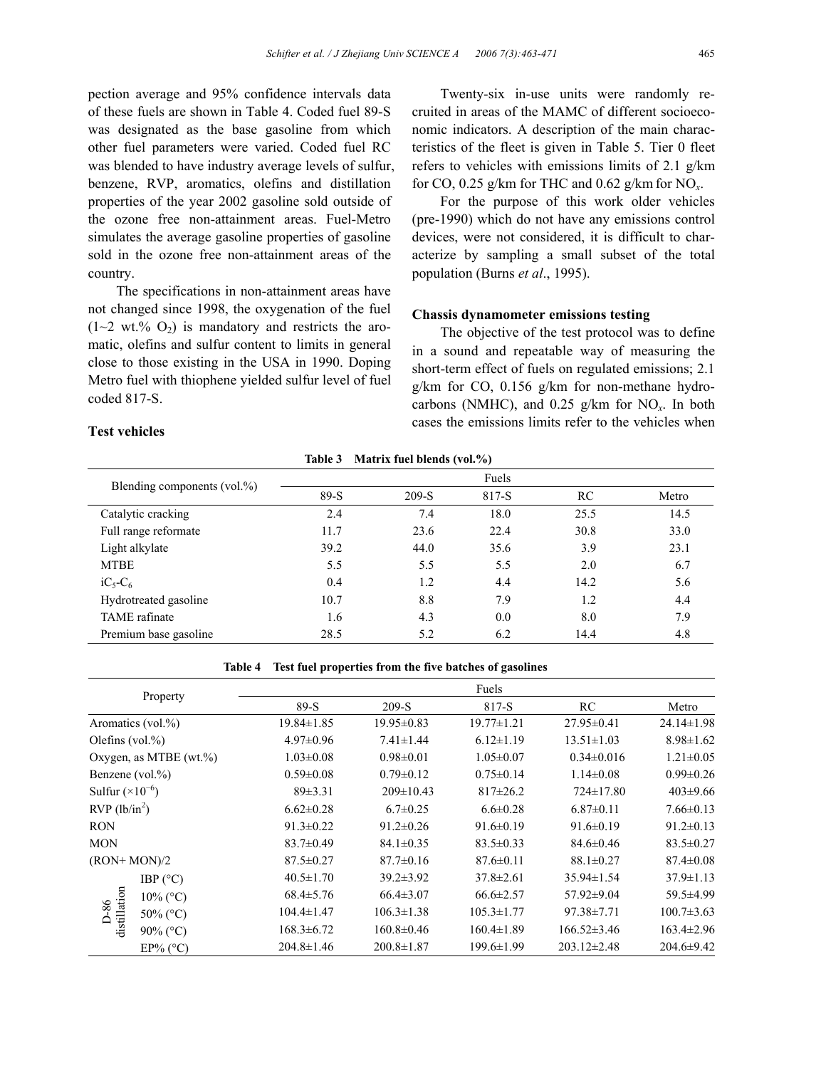pection average and 95% confidence intervals data of these fuels are shown in Table 4. Coded fuel 89-S was designated as the base gasoline from which other fuel parameters were varied. Coded fuel RC was blended to have industry average levels of sulfur, benzene, RVP, aromatics, olefins and distillation properties of the year 2002 gasoline sold outside of the ozone free non-attainment areas. Fuel-Metro simulates the average gasoline properties of gasoline sold in the ozone free non-attainment areas of the country.

The specifications in non-attainment areas have not changed since 1998, the oxygenation of the fuel (1~2 wt.% $O_2$) is mandatory and restricts the aromatic, olefins and sulfur content to limits in general close to those existing in the USA in 1990. Doping Metro fuel with thiophene yielded sulfur level of fuel coded 817-S.

### Test vehicles

Twenty-six in-use units were randomly recruited in areas of the MAMC of different socioeconomic indicators. A description of the main characteristics of the fleet is given in Table 5. Tier 0 fleet refers to vehicles with emissions limits of 2.1 g/km for CO, 0.25 g/km for THC and 0.62 g/km for $NO_x$.

For the purpose of this work older vehicles (pre-1990) which do not have any emissions control devices, were not considered, it is difficult to characterize by sampling a small subset of the total population (Burns *et al*., 1995).

### Chassis dynamometer emissions testing

The objective of the test protocol was to define in a sound and repeatable way of measuring the short-term effect of fuels on regulated emissions; 2.1 g/km for CO, 0.156 g/km for non-methane hydrocarbons (NMHC), and 0.25 g/km for $NO_x$. In both cases the emissions limits refer to the vehicles when

**Table 3 Matrix fuel blends (vol.%)**

| Blending components (vol.%) | Fuels | | | | |
|---|---|---|---|---|---|
| | 89-S | 209-S | 817-S | RC | Metro |
| Catalytic cracking | 2.4 | 7.4 | 18.0 | 25.5 | 14.5 |
| Full range reformate | 11.7 | 23.6 | 22.4 | 30.8 | 33.0 |
| Light alkylate | 39.2 | 44.0 | 35.6 | 3.9 | 23.1 |
| MTBE | 5.5 | 5.5 | 5.5 | 2.0 | 6.7 |
| $iC_5$-$C_6$ | 0.4 | 1.2 | 4.4 | 14.2 | 5.6 |
| Hydrotreated gasoline | 10.7 | 8.8 | 7.9 | 1.2 | 4.4 |
| TAME rafinate | 1.6 | 4.3 | 0.0 | 8.0 | 7.9 |
| Premium base gasoline | 28.5 | 5.2 | 6.2 | 14.4 | 4.8 |

**Table 4 Test fuel properties from the five batches of gasolines**

| Property | | Fuels | | | | |
|---|---|---|---|---|---|---|
| | | 89-S | 209-S | 817-S | RC | Metro |
| Aromatics (vol.%) | | 19.84±1.85 | 19.95±0.83 | 19.77±1.21 | 27.95±0.41 | 24.14±1.98 |
| Olefins (vol.%) | | 4.97±0.96 | 7.41±1.44 | 6.12±1.19 | 13.51±1.03 | 8.98±1.62 |
| Oxygen, as MTBE (wt.%) | | 1.03±0.08 | 0.98±0.01 | 1.05±0.07 | 0.34±0.016 | 1.21±0.05 |
| Benzene (vol.%) | | 0.59±0.08 | 0.79±0.12 | 0.75±0.14 | 1.14±0.08 | 0.99±0.26 |
| Sulfur ($\times10^{-6}$) | | 89±3.31 | 209±10.43 | 817±26.2 | 724±17.80 | 403±9.66 |
| RVP (lb/in$^2$) | | 6.62±0.28 | 6.7±0.25 | 6.6±0.28 | 6.87±0.11 | 7.66±0.13 |
| RON | | 91.3±0.22 | 91.2±0.26 | 91.6±0.19 | 91.6±0.19 | 91.2±0.13 |
| MON | | 83.7±0.49 | 84.1±0.35 | 83.5±0.33 | 84.6±0.46 | 83.5±0.27 |
| (RON+ MON)/2 | | 87.5±0.27 | 87.7±0.16 | 87.6±0.11 | 88.1±0.27 | 87.4±0.08 |
| D-86 distillation | IBP (°C) | 40.5±1.70 | 39.2±3.92 | 37.8±2.61 | 35.94±1.54 | 37.9±1.13 |
| | 10% (°C) | 68.4±5.76 | 66.4±3.07 | 66.6±2.57 | 57.92±9.04 | 59.5±4.99 |
| | 50% (°C) | 104.4±1.47 | 106.3±1.38 | 105.3±1.77 | 97.38±7.71 | 100.7±3.63 |
| | 90% (°C) | 168.3±6.72 | 160.8±0.46 | 160.4±1.89 | 166.52±3.46 | 163.4±2.96 |
| | EP% (°C) | 204.8±1.46 | 200.8±1.87 | 199.6±1.99 | 203.12±2.48 | 204.6±9.42 |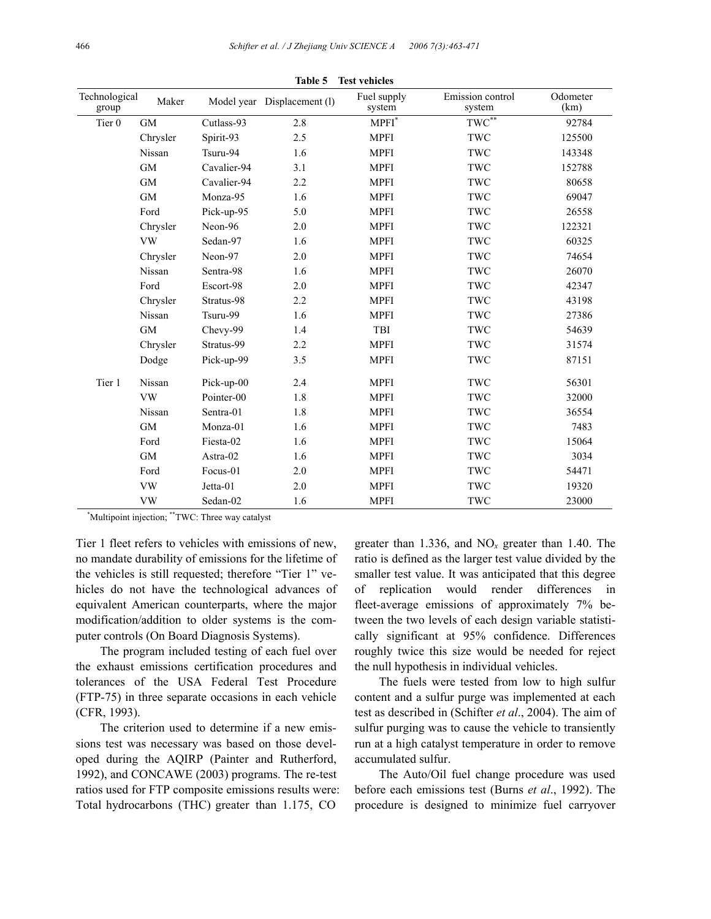**Table 5 Test vehicles**

| Technological group | Maker | Model year | Displacement (l) | Fuel supply system | Emission control system | Odometer (km) |
|---|---|---|---|---|---|---|
| Tier 0 | GM | Cutlass-93 | 2.8 | MPFI* | TWC** | 92784 |
| | Chrysler | Spirit-93 | 2.5 | MPFI | TWC | 125500 |
| | Nissan | Tsuru-94 | 1.6 | MPFI | TWC | 143348 |
| | GM | Cavalier-94 | 3.1 | MPFI | TWC | 152788 |
| | GM | Cavalier-94 | 2.2 | MPFI | TWC | 80658 |
| | GM | Monza-95 | 1.6 | MPFI | TWC | 69047 |
| | Ford | Pick-up-95 | 5.0 | MPFI | TWC | 26558 |
| | Chrysler | Neon-96 | 2.0 | MPFI | TWC | 122321 |
| | VW | Sedan-97 | 1.6 | MPFI | TWC | 60325 |
| | Chrysler | Neon-97 | 2.0 | MPFI | TWC | 74654 |
| | Nissan | Sentra-98 | 1.6 | MPFI | TWC | 26070 |
| | Ford | Escort-98 | 2.0 | MPFI | TWC | 42347 |
| | Chrysler | Stratus-98 | 2.2 | MPFI | TWC | 43198 |
| | Nissan | Tsuru-99 | 1.6 | MPFI | TWC | 27386 |
| | GM | Chevy-99 | 1.4 | TBI | TWC | 54639 |
| | Chrysler | Stratus-99 | 2.2 | MPFI | TWC | 31574 |
| | Dodge | Pick-up-99 | 3.5 | MPFI | TWC | 87151 |
| Tier 1 | Nissan | Pick-up-00 | 2.4 | MPFI | TWC | 56301 |
| | VW | Pointer-00 | 1.8 | MPFI | TWC | 32000 |
| | Nissan | Sentra-01 | 1.8 | MPFI | TWC | 36554 |
| | GM | Monza-01 | 1.6 | MPFI | TWC | 7483 |
| | Ford | Fiesta-02 | 1.6 | MPFI | TWC | 15064 |
| | GM | Astra-02 | 1.6 | MPFI | TWC | 3034 |
| | Ford | Focus-01 | 2.0 | MPFI | TWC | 54471 |
| | VW | Jetta-01 | 2.0 | MPFI | TWC | 19320 |
| | VW | Sedan-02 | 1.6 | MPFI | TWC | 23000 |

*Multipoint injection; **TWC: Three way catalyst

Tier 1 fleet refers to vehicles with emissions of new, no mandate durability of emissions for the lifetime of the vehicles is still requested; therefore "Tier 1" vehicles do not have the technological advances of equivalent American counterparts, where the major modification/addition to older systems is the computer controls (On Board Diagnosis Systems).

The program included testing of each fuel over the exhaust emissions certification procedures and tolerances of the USA Federal Test Procedure (FTP-75) in three separate occasions in each vehicle (CFR, 1993).

The criterion used to determine if a new emissions test was necessary was based on those developed during the AQIRP (Painter and Rutherford, 1992), and CONCAWE (2003) programs. The re-test ratios used for FTP composite emissions results were: Total hydrocarbons (THC) greater than 1.175, CO greater than 1.336, and $NO_x$ greater than 1.40. The ratio is defined as the larger test value divided by the smaller test value. It was anticipated that this degree of replication would render differences in fleet-average emissions of approximately 7% between the two levels of each design variable statistically significant at 95% confidence. Differences roughly twice this size would be needed for reject the null hypothesis in individual vehicles.

The fuels were tested from low to high sulfur content and a sulfur purge was implemented at each test as described in (Schifter *et al*., 2004). The aim of sulfur purging was to cause the vehicle to transiently run at a high catalyst temperature in order to remove accumulated sulfur.

The Auto/Oil fuel change procedure was used before each emissions test (Burns *et al*., 1992). The procedure is designed to minimize fuel carryover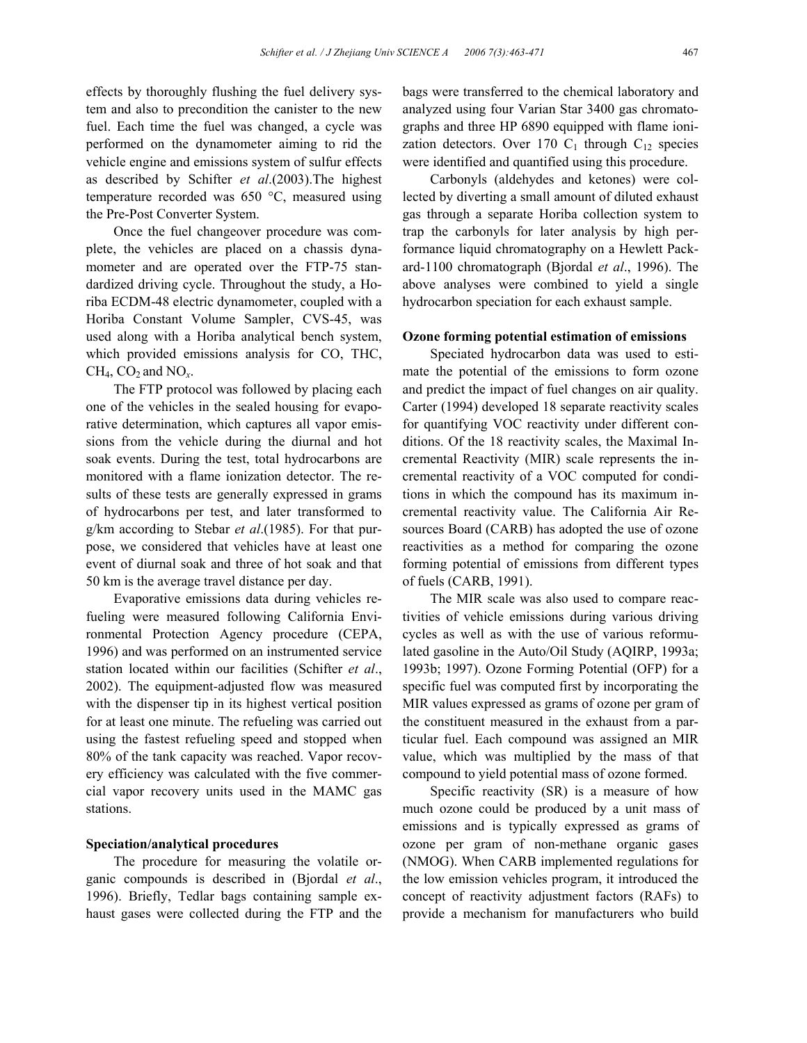effects by thoroughly flushing the fuel delivery system and also to precondition the canister to the new fuel. Each time the fuel was changed, a cycle was performed on the dynamometer aiming to rid the vehicle engine and emissions system of sulfur effects as described by Schifter *et al*.(2003).The highest temperature recorded was 650 °C, measured using the Pre-Post Converter System.

Once the fuel changeover procedure was complete, the vehicles are placed on a chassis dynamometer and are operated over the FTP-75 standardized driving cycle. Throughout the study, a Horiba ECDM-48 electric dynamometer, coupled with a Horiba Constant Volume Sampler, CVS-45, was used along with a Horiba analytical bench system, which provided emissions analysis for CO, THC, $CH_4$, $CO_2$ and $NO_x$.

The FTP protocol was followed by placing each one of the vehicles in the sealed housing for evaporative determination, which captures all vapor emissions from the vehicle during the diurnal and hot soak events. During the test, total hydrocarbons are monitored with a flame ionization detector. The results of these tests are generally expressed in grams of hydrocarbons per test, and later transformed to g/km according to Stebar *et al*.(1985). For that purpose, we considered that vehicles have at least one event of diurnal soak and three of hot soak and that 50 km is the average travel distance per day.

Evaporative emissions data during vehicles refueling were measured following California Environmental Protection Agency procedure (CEPA, 1996) and was performed on an instrumented service station located within our facilities (Schifter *et al*., 2002). The equipment-adjusted flow was measured with the dispenser tip in its highest vertical position for at least one minute. The refueling was carried out using the fastest refueling speed and stopped when 80% of the tank capacity was reached. Vapor recovery efficiency was calculated with the five commercial vapor recovery units used in the MAMC gas stations.

**Speciation/analytical procedures**

The procedure for measuring the volatile organic compounds is described in (Bjordal *et al*., 1996). Briefly, Tedlar bags containing sample exhaust gases were collected during the FTP and the bags were transferred to the chemical laboratory and analyzed using four Varian Star 3400 gas chromatographs and three HP 6890 equipped with flame ionization detectors. Over 170 $C_1$ through $C_{12}$ species were identified and quantified using this procedure.

Carbonyls (aldehydes and ketones) were collected by diverting a small amount of diluted exhaust gas through a separate Horiba collection system to trap the carbonyls for later analysis by high performance liquid chromatography on a Hewlett Packard-1100 chromatograph (Bjordal *et al*., 1996). The above analyses were combined to yield a single hydrocarbon speciation for each exhaust sample.

**Ozone forming potential estimation of emissions**

Speciated hydrocarbon data was used to estimate the potential of the emissions to form ozone and predict the impact of fuel changes on air quality. Carter (1994) developed 18 separate reactivity scales for quantifying VOC reactivity under different conditions. Of the 18 reactivity scales, the Maximal Incremental Reactivity (MIR) scale represents the incremental reactivity of a VOC computed for conditions in which the compound has its maximum incremental reactivity value. The California Air Resources Board (CARB) has adopted the use of ozone reactivities as a method for comparing the ozone forming potential of emissions from different types of fuels (CARB, 1991).

The MIR scale was also used to compare reactivities of vehicle emissions during various driving cycles as well as with the use of various reformulated gasoline in the Auto/Oil Study (AQIRP, 1993a; 1993b; 1997). Ozone Forming Potential (OFP) for a specific fuel was computed first by incorporating the MIR values expressed as grams of ozone per gram of the constituent measured in the exhaust from a particular fuel. Each compound was assigned an MIR value, which was multiplied by the mass of that compound to yield potential mass of ozone formed.

Specific reactivity (SR) is a measure of how much ozone could be produced by a unit mass of emissions and is typically expressed as grams of ozone per gram of non-methane organic gases (NMOG). When CARB implemented regulations for the low emission vehicles program, it introduced the concept of reactivity adjustment factors (RAFs) to provide a mechanism for manufacturers who build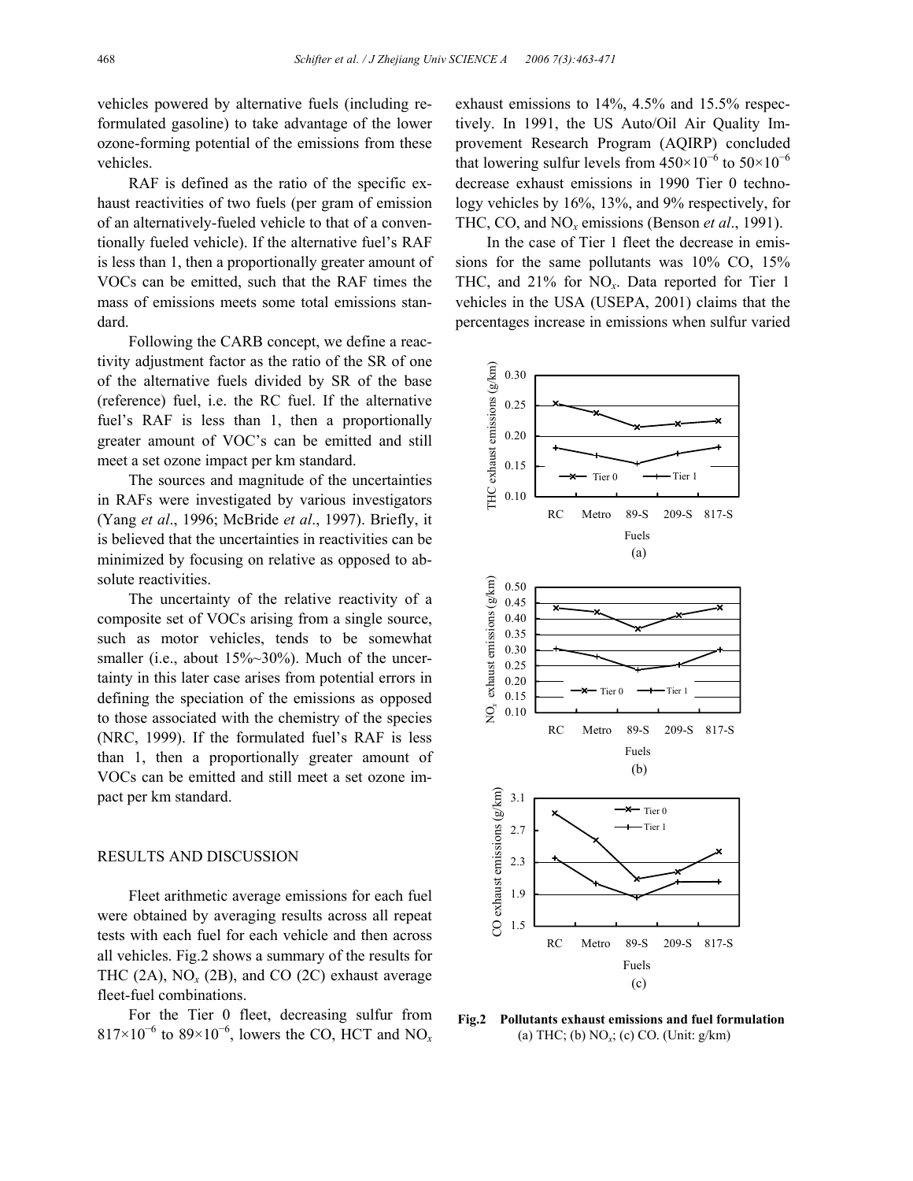vehicles powered by alternative fuels (including reformulated gasoline) to take advantage of the lower ozone-forming potential of the emissions from these vehicles.

RAF is defined as the ratio of the specific exhaust reactivities of two fuels (per gram of emission of an alternatively-fueled vehicle to that of a conventionally fueled vehicle). If the alternative fuel's RAF is less than 1, then a proportionally greater amount of VOCs can be emitted, such that the RAF times the mass of emissions meets some total emissions standard.

Following the CARB concept, we define a reactivity adjustment factor as the ratio of the SR of one of the alternative fuels divided by SR of the base (reference) fuel, i.e. the RC fuel. If the alternative fuel's RAF is less than 1, then a proportionally greater amount of VOC's can be emitted and still meet a set ozone impact per km standard.

The sources and magnitude of the uncertainties in RAFs were investigated by various investigators (Yang *et al*., 1996; McBride *et al*., 1997). Briefly, it is believed that the uncertainties in reactivities can be minimized by focusing on relative as opposed to absolute reactivities.

The uncertainty of the relative reactivity of a composite set of VOCs arising from a single source, such as motor vehicles, tends to be somewhat smaller (i.e., about 15%~30%). Much of the uncertainty in this later case arises from potential errors in defining the speciation of the emissions as opposed to those associated with the chemistry of the species (NRC, 1999). If the formulated fuel's RAF is less than 1, then a proportionally greater amount of VOCs can be emitted and still meet a set ozone impact per km standard.

## RESULTS AND DISCUSSION

Fleet arithmetic average emissions for each fuel were obtained by averaging results across all repeat tests with each fuel for each vehicle and then across all vehicles. Fig.2 shows a summary of the results for THC (2A), $NO_x$ (2B), and CO (2C) exhaust average fleet-fuel combinations.

For the Tier 0 fleet, decreasing sulfur from $817\times10^{-6}$ to $89\times10^{-6}$, lowers the CO, HCT and $NO_x$ exhaust emissions to 14%, 4.5% and 15.5% respectively. In 1991, the US Auto/Oil Air Quality Improvement Research Program (AQIRP) concluded that lowering sulfur levels from $450\times10^{-6}$ to $50\times10^{-6}$ decrease exhaust emissions in 1990 Tier 0 technology vehicles by 16%, 13%, and 9% respectively, for THC, CO, and $NO_x$ emissions (Benson *et al*., 1991).

In the case of Tier 1 fleet the decrease in emissions for the same pollutants was 10% CO, 15% THC, and 21% for $NO_x$. Data reported for Tier 1 vehicles in the USA (USEPA, 2001) claims that the percentages increase in emissions when sulfur varied

**Fig.2 Pollutants exhaust emissions and fuel formulation**
(a) THC; (b) $NO_x$; (c) CO. (Unit: g/km)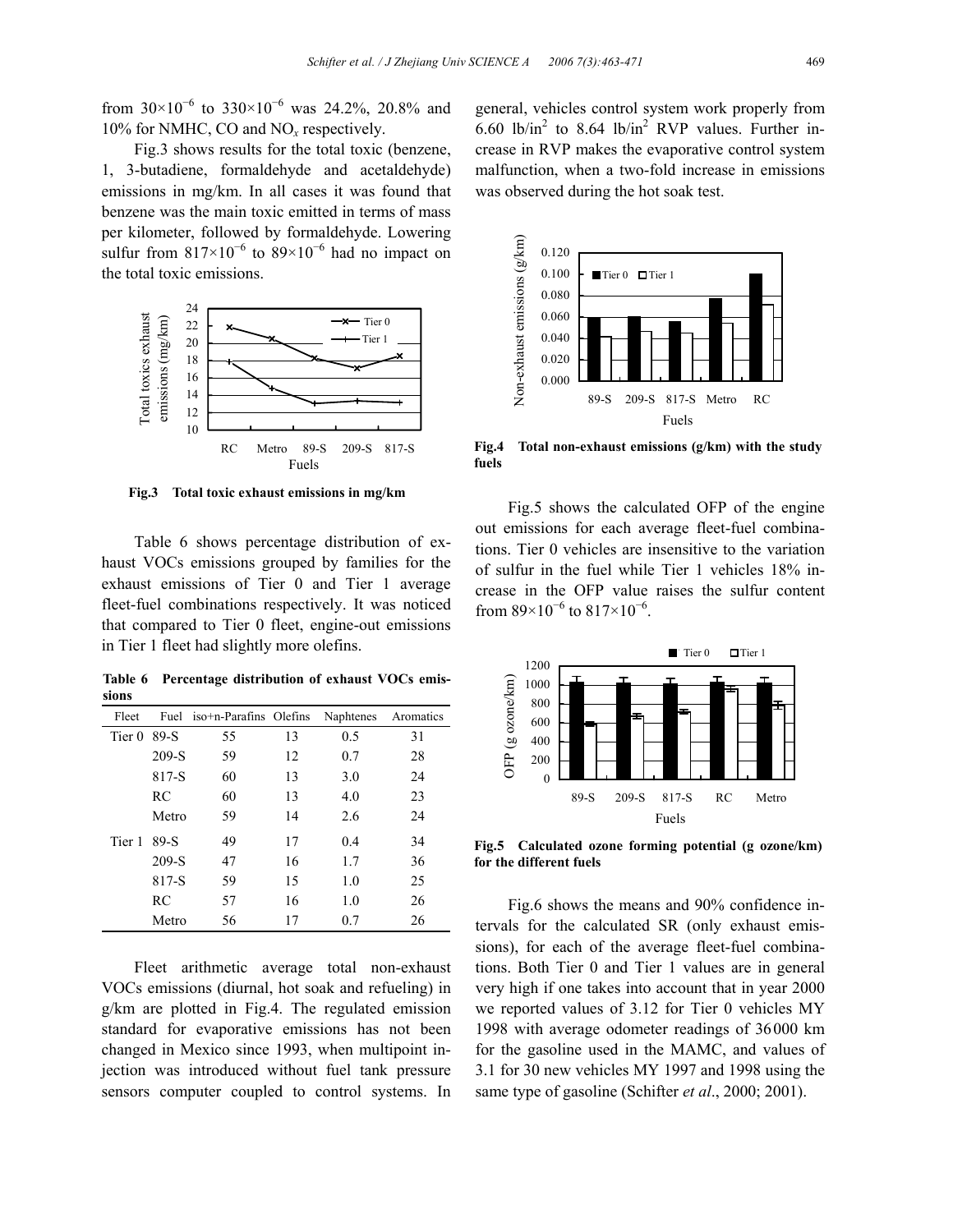from $30\times10^{-6}$ to $330\times10^{-6}$ was 24.2%, 20.8% and 10% for NMHC, CO and $NO_x$ respectively.

Fig.3 shows results for the total toxic (benzene, 1, 3-butadiene, formaldehyde and acetaldehyde) emissions in mg/km. In all cases it was found that benzene was the main toxic emitted in terms of mass per kilometer, followed by formaldehyde. Lowering sulfur from $817\times10^{-6}$ to $89\times10^{-6}$ had no impact on the total toxic emissions.

**Fig.3 Total toxic exhaust emissions in mg/km**

Table 6 shows percentage distribution of exhaust VOCs emissions grouped by families for the exhaust emissions of Tier 0 and Tier 1 average fleet-fuel combinations respectively. It was noticed that compared to Tier 0 fleet, engine-out emissions in Tier 1 fleet had slightly more olefins.

**Table 6 Percentage distribution of exhaust VOCs emissions**

| Fleet | Fuel | iso+n-Parafins | Olefins | Naphtenes | Aromatics |
|---|---|---|---|---|---|
| Tier 0 | 89-S | 55 | 13 | 0.5 | 31 |
| | 209-S | 59 | 12 | 0.7 | 28 |
| | 817-S | 60 | 13 | 3.0 | 24 |
| | RC | 60 | 13 | 4.0 | 23 |
| | Metro | 59 | 14 | 2.6 | 24 |
| Tier 1 | 89-S | 49 | 17 | 0.4 | 34 |
| | 209-S | 47 | 16 | 1.7 | 36 |
| | 817-S | 59 | 15 | 1.0 | 25 |
| | RC | 57 | 16 | 1.0 | 26 |
| | Metro | 56 | 17 | 0.7 | 26 |

Fleet arithmetic average total non-exhaust VOCs emissions (diurnal, hot soak and refueling) in g/km are plotted in Fig.4. The regulated emission standard for evaporative emissions has not been changed in Mexico since 1993, when multipoint injection was introduced without fuel tank pressure sensors computer coupled to control systems. In general, vehicles control system work properly from 6.60 $lb/in^2$ to 8.64 $lb/in^2$ RVP values. Further increase in RVP makes the evaporative control system malfunction, when a two-fold increase in emissions was observed during the hot soak test.

**Fig.4 Total non-exhaust emissions (g/km) with the study fuels**

Fig.5 shows the calculated OFP of the engine out emissions for each average fleet-fuel combinations. Tier 0 vehicles are insensitive to the variation of sulfur in the fuel while Tier 1 vehicles 18% increase in the OFP value raises the sulfur content from $89\times10^{-6}$ to $817\times10^{-6}$.

**Fig.5 Calculated ozone forming potential (g ozone/km) for the different fuels**

Fig.6 shows the means and 90% confidence intervals for the calculated SR (only exhaust emissions), for each of the average fleet-fuel combinations. Both Tier 0 and Tier 1 values are in general very high if one takes into account that in year 2000 we reported values of 3.12 for Tier 0 vehicles MY 1998 with average odometer readings of 36000 km for the gasoline used in the MAMC, and values of 3.1 for 30 new vehicles MY 1997 and 1998 using the same type of gasoline (Schifter *et al*., 2000; 2001).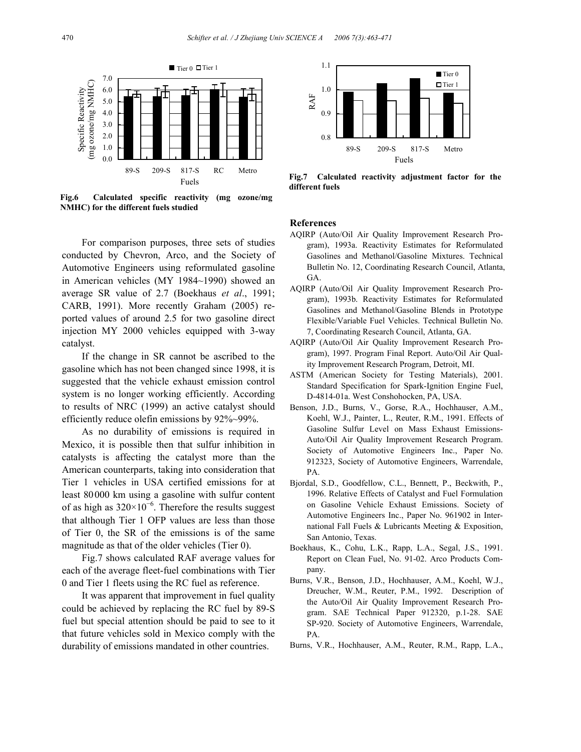Fig.6 Calculated specific reactivity (mg ozone/mg NMHC) for the different fuels studied

Fig.7 Calculated reactivity adjustment factor for the different fuels

For comparison purposes, three sets of studies conducted by Chevron, Arco, and the Society of Automotive Engineers using reformulated gasoline in American vehicles (MY 1984~1990) showed an average SR value of 2.7 (Boekhaus *et al*., 1991; CARB, 1991). More recently Graham (2005) reported values of around 2.5 for two gasoline direct injection MY 2000 vehicles equipped with 3-way catalyst.

If the change in SR cannot be ascribed to the gasoline which has not been changed since 1998, it is suggested that the vehicle exhaust emission control system is no longer working efficiently. According to results of NRC (1999) an active catalyst should efficiently reduce olefin emissions by 92%~99%.

As no durability of emissions is required in Mexico, it is possible then that sulfur inhibition in catalysts is affecting the catalyst more than the American counterparts, taking into consideration that Tier 1 vehicles in USA certified emissions for at least 80000 km using a gasoline with sulfur content of as high as $320\times10^{-6}$. Therefore the results suggest that although Tier 1 OFP values are less than those of Tier 0, the SR of the emissions is of the same magnitude as that of the older vehicles (Tier 0).

Fig.7 shows calculated RAF average values for each of the average fleet-fuel combinations with Tier 0 and Tier 1 fleets using the RC fuel as reference.

It was apparent that improvement in fuel quality could be achieved by replacing the RC fuel by 89-S fuel but special attention should be paid to see to it that future vehicles sold in Mexico comply with the durability of emissions mandated in other countries.

## References

AQIRP (Auto/Oil Air Quality Improvement Research Program), 1993a. Reactivity Estimates for Reformulated Gasolines and Methanol/Gasoline Mixtures. Technical Bulletin No. 12, Coordinating Research Council, Atlanta, GA.

AQIRP (Auto/Oil Air Quality Improvement Research Program), 1993b. Reactivity Estimates for Reformulated Gasolines and Methanol/Gasoline Blends in Prototype Flexible/Variable Fuel Vehicles. Technical Bulletin No. 7, Coordinating Research Council, Atlanta, GA.

AQIRP (Auto/Oil Air Quality Improvement Research Program), 1997. Program Final Report. Auto/Oil Air Quality Improvement Research Program, Detroit, MI.

ASTM (American Society for Testing Materials), 2001. Standard Specification for Spark-Ignition Engine Fuel, D-4814-01a. West Conshohocken, PA, USA.

Benson, J.D., Burns, V., Gorse, R.A., Hochhauser, A.M., Koehl, W.J., Painter, L., Reuter, R.M., 1991. Effects of Gasoline Sulfur Level on Mass Exhaust Emissions-Auto/Oil Air Quality Improvement Research Program. Society of Automotive Engineers Inc., Paper No. 912323, Society of Automotive Engineers, Warrendale, PA.

Bjordal, S.D., Goodfellow, C.L., Bennett, P., Beckwith, P., 1996. Relative Effects of Catalyst and Fuel Formulation on Gasoline Vehicle Exhaust Emissions. Society of Automotive Engineers Inc., Paper No. 961902 in International Fall Fuels & Lubricants Meeting & Exposition, San Antonio, Texas.

Boekhaus, K., Cohu, L.K., Rapp, L.A., Segal, J.S., 1991. Report on Clean Fuel, No. 91-02. Arco Products Company.

Burns, V.R., Benson, J.D., Hochhauser, A.M., Koehl, W.J., Dreucher, W.M., Reuter, P.M., 1992. Description of the Auto/Oil Air Quality Improvement Research Program. SAE Technical Paper 912320, p.1-28. SAE SP-920. Society of Automotive Engineers, Warrendale, PA.

Burns, V.R., Hochhauser, A.M., Reuter, R.M., Rapp, L.A.,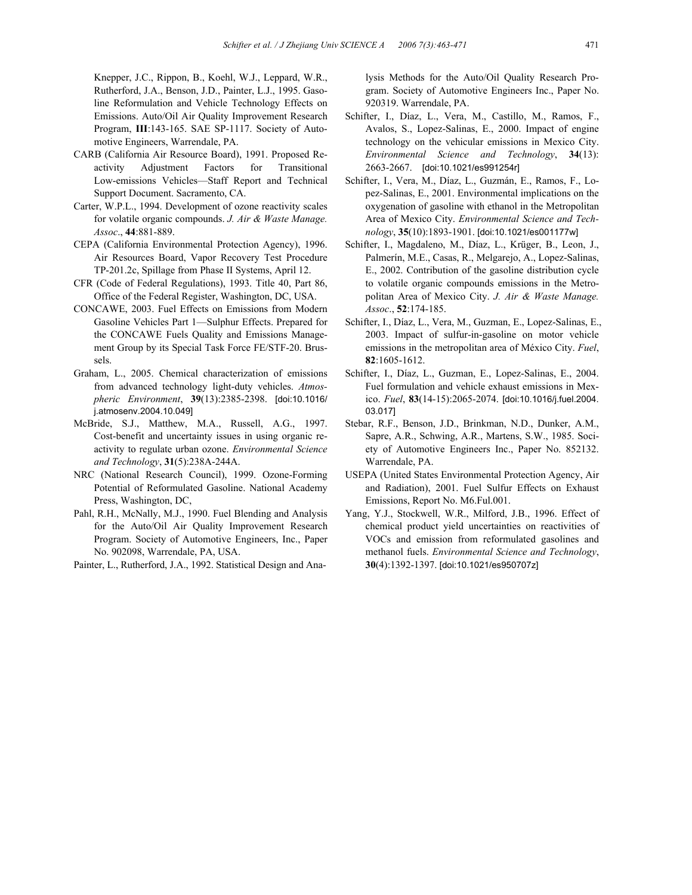Knepper, J.C., Rippon, B., Koehl, W.J., Leppard, W.R., Rutherford, J.A., Benson, J.D., Painter, L.J., 1995. Gasoline Reformulation and Vehicle Technology Effects on Emissions. Auto/Oil Air Quality Improvement Research Program, **III**:143-165. SAE SP-1117. Society of Automotive Engineers, Warrendale, PA.

CARB (California Air Resource Board), 1991. Proposed Reactivity Adjustment Factors for Transitional Low-emissions Vehicles—Staff Report and Technical Support Document. Sacramento, CA.

Carter, W.P.L., 1994. Development of ozone reactivity scales for volatile organic compounds. *J. Air & Waste Manage. Assoc*., **44**:881-889.

CEPA (California Environmental Protection Agency), 1996. Air Resources Board, Vapor Recovery Test Procedure TP-201.2c, Spillage from Phase II Systems, April 12.

CFR (Code of Federal Regulations), 1993. Title 40, Part 86, Office of the Federal Register, Washington, DC, USA.

CONCAWE, 2003. Fuel Effects on Emissions from Modern Gasoline Vehicles Part 1—Sulphur Effects. Prepared for the CONCAWE Fuels Quality and Emissions Management Group by its Special Task Force FE/STF-20. Brussels.

Graham, L., 2005. Chemical characterization of emissions from advanced technology light-duty vehicles. *Atmospheric Environment*, **39**(13):2385-2398. [doi:10.1016/j.atmosenv.2004.10.049]

McBride, S.J., Matthew, M.A., Russell, A.G., 1997. Cost-benefit and uncertainty issues in using organic reactivity to regulate urban ozone. *Environmental Science and Technology*, **31**(5):238A-244A.

NRC (National Research Council), 1999. Ozone-Forming Potential of Reformulated Gasoline. National Academy Press, Washington, DC,

Pahl, R.H., McNally, M.J., 1990. Fuel Blending and Analysis for the Auto/Oil Air Quality Improvement Research Program. Society of Automotive Engineers, Inc., Paper No. 902098, Warrendale, PA, USA.

Painter, L., Rutherford, J.A., 1992. Statistical Design and Analysis Methods for the Auto/Oil Quality Research Program. Society of Automotive Engineers Inc., Paper No. 920319. Warrendale, PA.

Schifter, I., Díaz, L., Vera, M., Castillo, M., Ramos, F., Avalos, S., Lopez-Salinas, E., 2000. Impact of engine technology on the vehicular emissions in Mexico City. *Environmental Science and Technology*, **34**(13): 2663-2667. [doi:10.1021/es991254r]

Schifter, I., Vera, M., Díaz, L., Guzmán, E., Ramos, F., Lopez-Salinas, E., 2001. Environmental implications on the oxygenation of gasoline with ethanol in the Metropolitan Area of Mexico City. *Environmental Science and Technology*, **35**(10):1893-1901. [doi:10.1021/es001177w]

Schifter, I., Magdaleno, M., Díaz, L., Krüger, B., Leon, J., Palmerín, M.E., Casas, R., Melgarejo, A., Lopez-Salinas, E., 2002. Contribution of the gasoline distribution cycle to volatile organic compounds emissions in the Metropolitan Area of Mexico City. *J. Air & Waste Manage. Assoc*., **52**:174-185.

Schifter, I., Díaz, L., Vera, M., Guzman, E., Lopez-Salinas, E., 2003. Impact of sulfur-in-gasoline on motor vehicle emissions in the metropolitan area of México City. *Fuel*, **82**:1605-1612.

Schifter, I., Díaz, L., Guzman, E., Lopez-Salinas, E., 2004. Fuel formulation and vehicle exhaust emissions in Mexico. *Fuel*, **83**(14-15):2065-2074. [doi:10.1016/j.fuel.2004.03.017]

Stebar, R.F., Benson, J.D., Brinkman, N.D., Dunker, A.M., Sapre, A.R., Schwing, A.R., Martens, S.W., 1985. Society of Automotive Engineers Inc., Paper No. 852132. Warrendale, PA.

USEPA (United States Environmental Protection Agency, Air and Radiation), 2001. Fuel Sulfur Effects on Exhaust Emissions, Report No. M6.Ful.001.

Yang, Y.J., Stockwell, W.R., Milford, J.B., 1996. Effect of chemical product yield uncertainties on reactivities of VOCs and emission from reformulated gasolines and methanol fuels. *Environmental Science and Technology*, **30**(4):1392-1397. [doi:10.1021/es950707z]